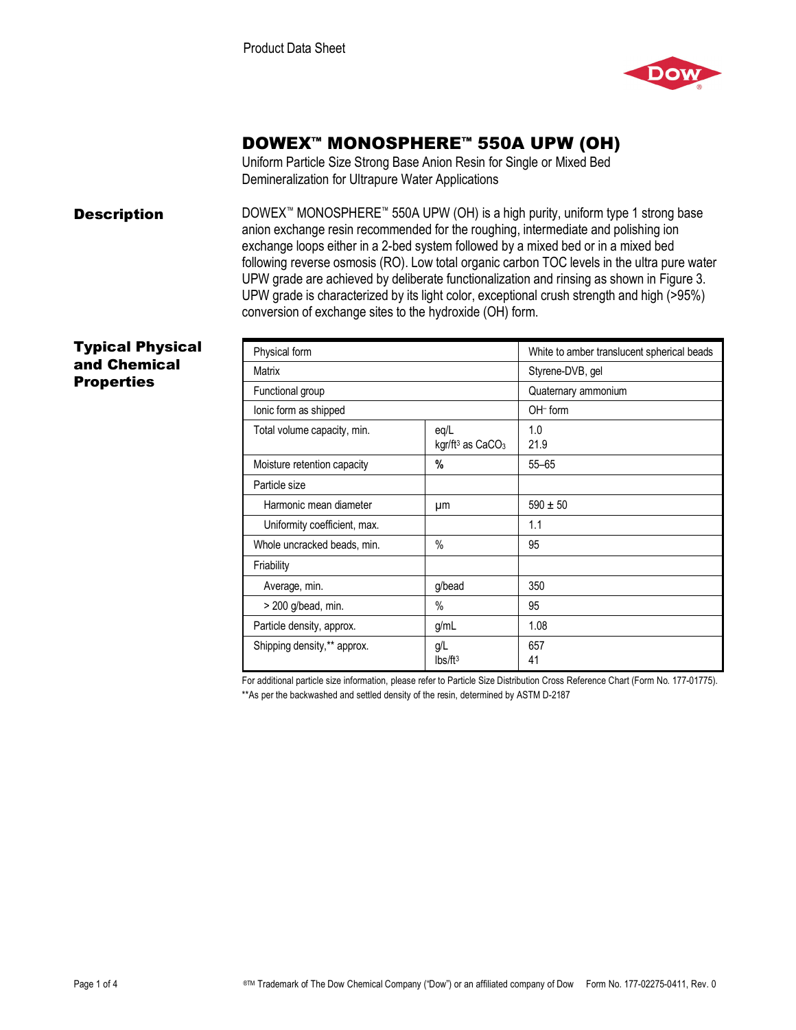Product Data Sheet

# DOWEX™ MONOSPHERE™ 550A UPW (OH)

Uniform Particle Size Strong Base Anion Resin for Single or Mixed Bed Demineralization for Ultrapure Water Applications

## Description

DOWEX™ MONOSPHERE™ 550A UPW (OH) is a high purity, uniform type 1 strong base anion exchange resin recommended for the roughing, intermediate and polishing ion exchange loops either in a 2-bed system followed by a mixed bed or in a mixed bed following reverse osmosis (RO). Low total organic carbon TOC levels in the ultra pure water UPW grade are achieved by deliberate functionalization and rinsing as shown in Figure 3. UPW grade is characterized by its light color, exceptional crush strength and high (>95%) conversion of exchange sites to the hydroxide (OH) form.

## Typical Physical and Chemical Properties

| Property | Unit | Value |
|---|---|---|
| Physical form | | White to amber translucent spherical beads |
| Matrix | | Styrene-DVB, gel |
| Functional group | | Quaternary ammonium |
| Ionic form as shipped | | $OH^-$ form |
| Total volume capacity, min. | eq/L<br>kgr/ft³ as $CaCO_3$ | 1.0<br>21.9 |
| Moisture retention capacity | % | 55–65 |
| Particle size | | |
| Harmonic mean diameter | µm | 590 ± 50 |
| Uniformity coefficient, max. | | 1.1 |
| Whole uncracked beads, min. | % | 95 |
| Friability | | |
| Average, min. | g/bead | 350 |
| > 200 g/bead, min. | % | 95 |
| Particle density, approx. | g/mL | 1.08 |
| Shipping density,** approx. | g/L<br>lbs/ft³ | 657<br>41 |

For additional particle size information, please refer to Particle Size Distribution Cross Reference Chart (Form No. 177-01775).

**As per the backwashed and settled density of the resin, determined by ASTM D-2187

®™ Trademark of The Dow Chemical Company ("Dow") or an affiliated company of Dow Form No. 177-02275-0411, Rev. 0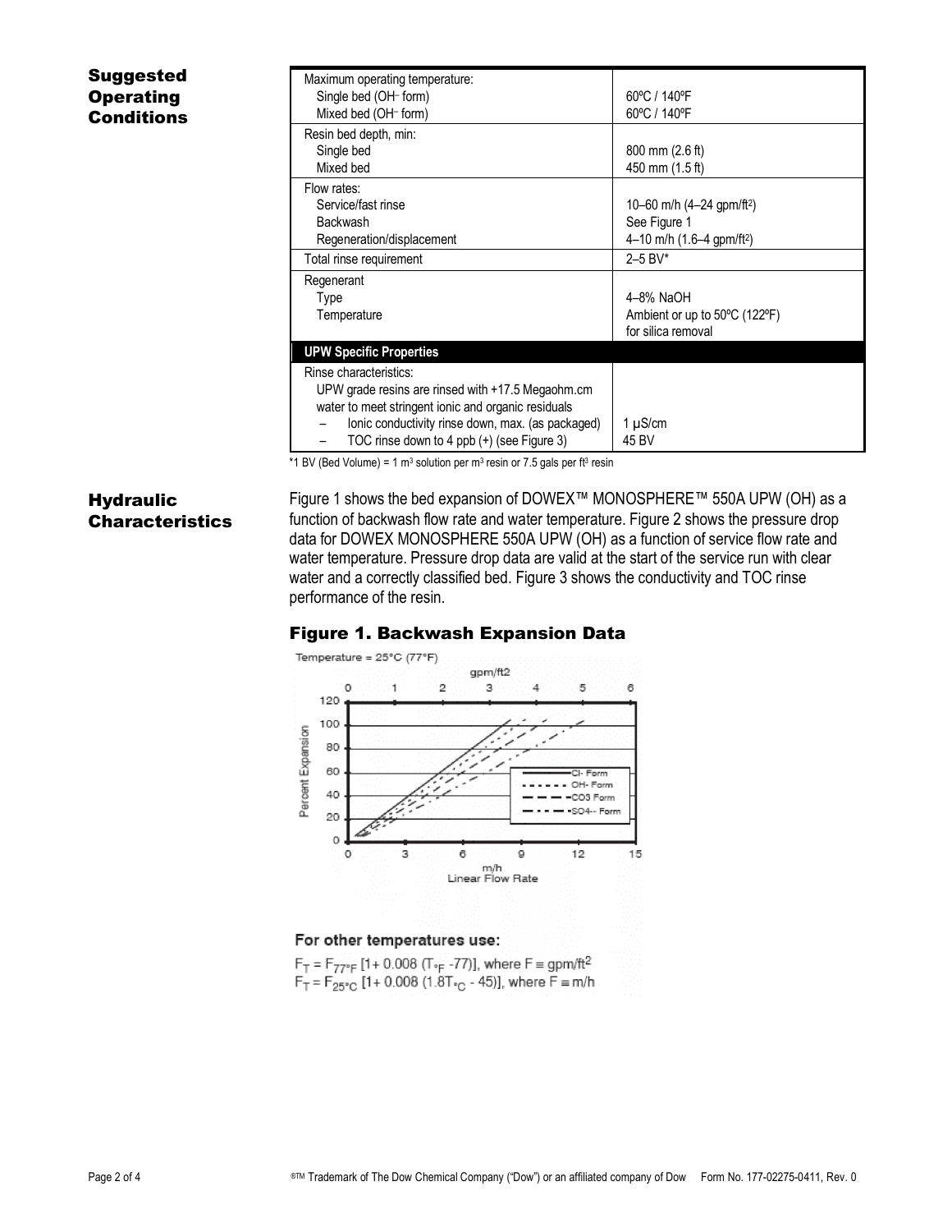## Suggested Operating Conditions

| | |
|---|---|
| Maximum operating temperature: | |
| Single bed ($OH^-$ form) | 60ºC / 140ºF |
| Mixed bed ($OH^-$ form) | 60ºC / 140ºF |
| Resin bed depth, min: | |
| Single bed | 800 mm (2.6 ft) |
| Mixed bed | 450 mm (1.5 ft) |
| Flow rates: | |
| Service/fast rinse | 10–60 m/h (4–24 gpm/ft$^2$) |
| Backwash | See Figure 1 |
| Regeneration/displacement | 4–10 m/h (1.6–4 gpm/ft$^2$) |
| Total rinse requirement | 2–5 BV* |
| Regenerant | |
| Type | 4–8% NaOH |
| Temperature | Ambient or up to 50ºC (122ºF) for silica removal |
| **UPW Specific Properties** | |
| Rinse characteristics: UPW grade resins are rinsed with +17.5 Megaohm.cm water to meet stringent ionic and organic residuals | |
| – Ionic conductivity rinse down, max. (as packaged) | 1 µS/cm |
| – TOC rinse down to 4 ppb (+) (see Figure 3) | 45 BV |

*1 BV (Bed Volume) = 1 m$^3$ solution per m$^3$ resin or 7.5 gals per ft$^3$ resin

## Hydraulic Characteristics

Figure 1 shows the bed expansion of DOWEX™ MONOSPHERE™ 550A UPW (OH) as a function of backwash flow rate and water temperature. Figure 2 shows the pressure drop data for DOWEX MONOSPHERE 550A UPW (OH) as a function of service flow rate and water temperature. Pressure drop data are valid at the start of the service run with clear water and a correctly classified bed. Figure 3 shows the conductivity and TOC rinse performance of the resin.

### Figure 1. Backwash Expansion Data

Temperature = 25°C (77°F)

For other temperatures use:

$F_T = F_{77°F} [1+ 0.008 (T_{°F} -77)]$, where F ≡ gpm/ft$^2$

$F_T = F_{25°C} [1+ 0.008 (1.8T_{°C} - 45)]$, where F ≡ m/h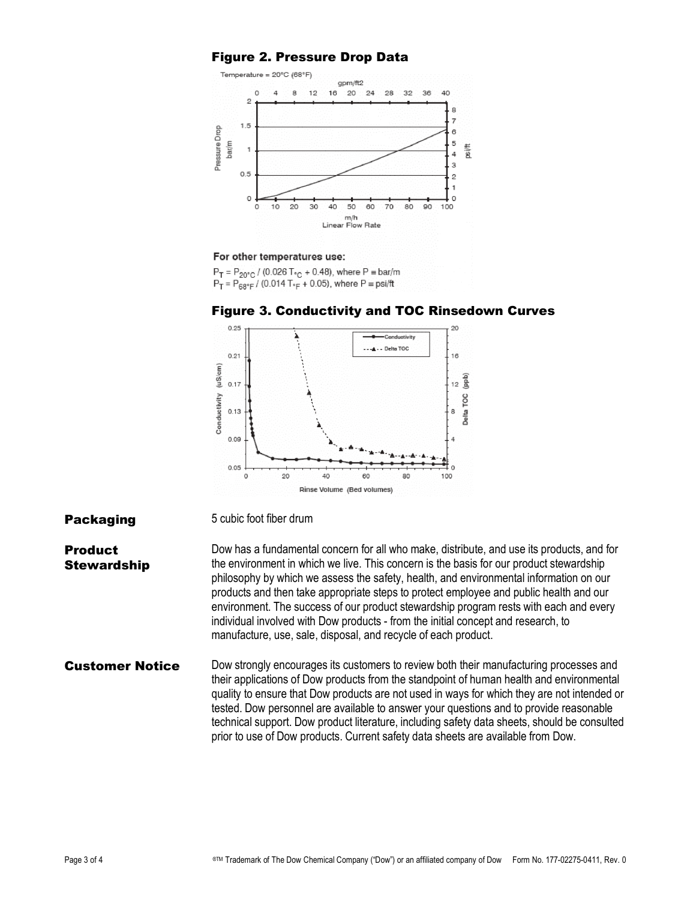## Figure 2. Pressure Drop Data

Temperature = 20°C (68°F)

For other temperatures use:

$P_T = P_{20°C} / (0.026\, T_{°C} + 0.48)$, where P ≡ bar/m

$P_T = P_{68°F} / (0.014\, T_{°F} + 0.05)$, where P ≡ psi/ft

## Figure 3. Conductivity and TOC Rinsedown Curves

**Packaging**

5 cubic foot fiber drum

**Product Stewardship**

Dow has a fundamental concern for all who make, distribute, and use its products, and for the environment in which we live. This concern is the basis for our product stewardship philosophy by which we assess the safety, health, and environmental information on our products and then take appropriate steps to protect employee and public health and our environment. The success of our product stewardship program rests with each and every individual involved with Dow products - from the initial concept and research, to manufacture, use, sale, disposal, and recycle of each product.

**Customer Notice**

Dow strongly encourages its customers to review both their manufacturing processes and their applications of Dow products from the standpoint of human health and environmental quality to ensure that Dow products are not used in ways for which they are not intended or tested. Dow personnel are available to answer your questions and to provide reasonable technical support. Dow product literature, including safety data sheets, should be consulted prior to use of Dow products. Current safety data sheets are available from Dow.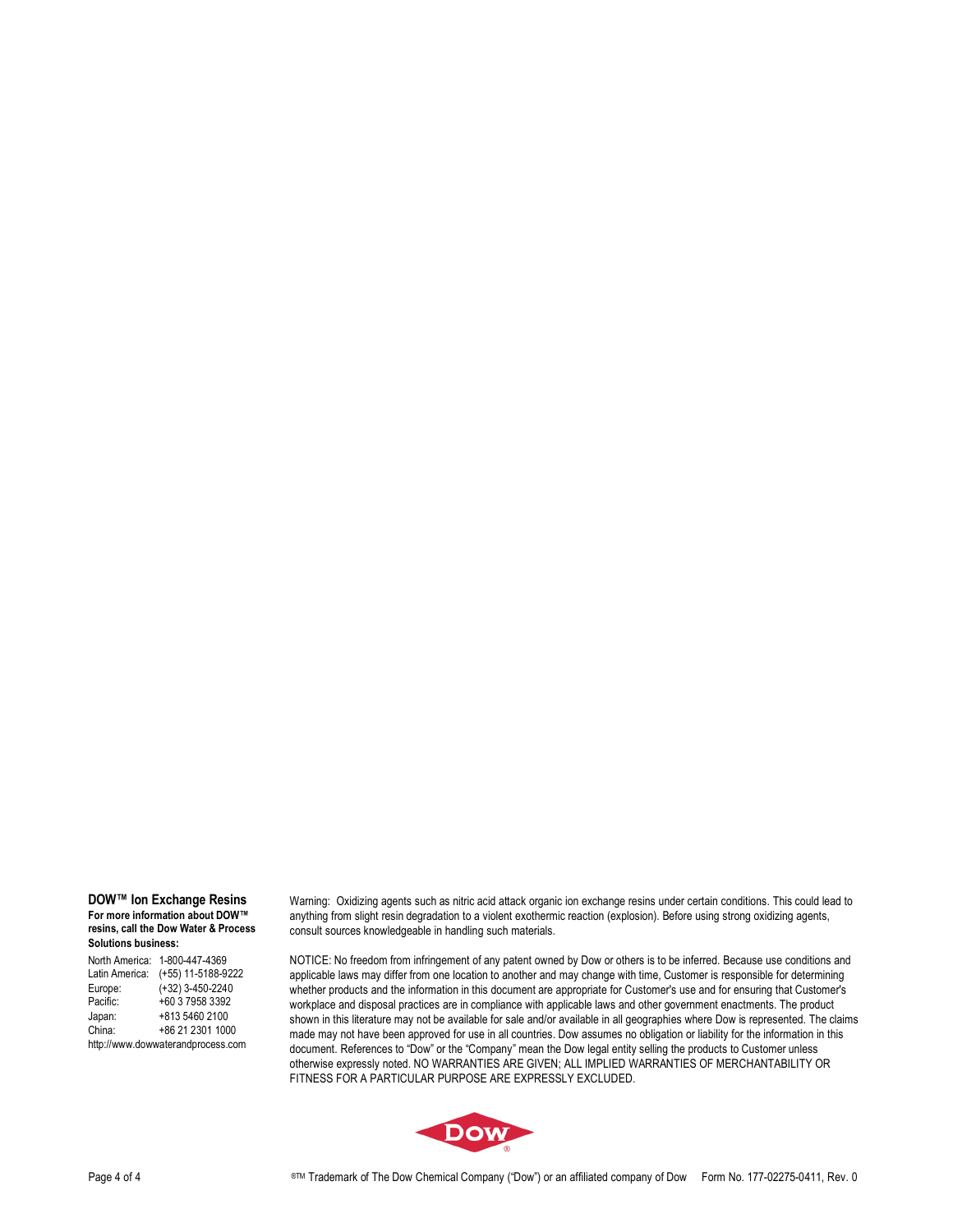**DOW™ Ion Exchange Resins**

**For more information about DOW™ resins, call the Dow Water & Process Solutions business:**

| | |
|---|---|
| North America: | 1-800-447-4369 |
| Latin America: | (+55) 11-5188-9222 |
| Europe: | (+32) 3-450-2240 |
| Pacific: | +60 3 7958 3392 |
| Japan: | +813 5460 2100 |
| China: | +86 21 2301 1000 |

http://www.dowwaterandprocess.com

Warning: Oxidizing agents such as nitric acid attack organic ion exchange resins under certain conditions. This could lead to anything from slight resin degradation to a violent exothermic reaction (explosion). Before using strong oxidizing agents, consult sources knowledgeable in handling such materials.

NOTICE: No freedom from infringement of any patent owned by Dow or others is to be inferred. Because use conditions and applicable laws may differ from one location to another and may change with time, Customer is responsible for determining whether products and the information in this document are appropriate for Customer's use and for ensuring that Customer's workplace and disposal practices are in compliance with applicable laws and other government enactments. The product shown in this literature may not be available for sale and/or available in all geographies where Dow is represented. The claims made may not have been approved for use in all countries. Dow assumes no obligation or liability for the information in this document. References to "Dow" or the "Company" mean the Dow legal entity selling the products to Customer unless otherwise expressly noted. NO WARRANTIES ARE GIVEN; ALL IMPLIED WARRANTIES OF MERCHANTABILITY OR FITNESS FOR A PARTICULAR PURPOSE ARE EXPRESSLY EXCLUDED.

®™ Trademark of The Dow Chemical Company ("Dow") or an affiliated company of Dow Form No. 177-02275-0411, Rev. 0